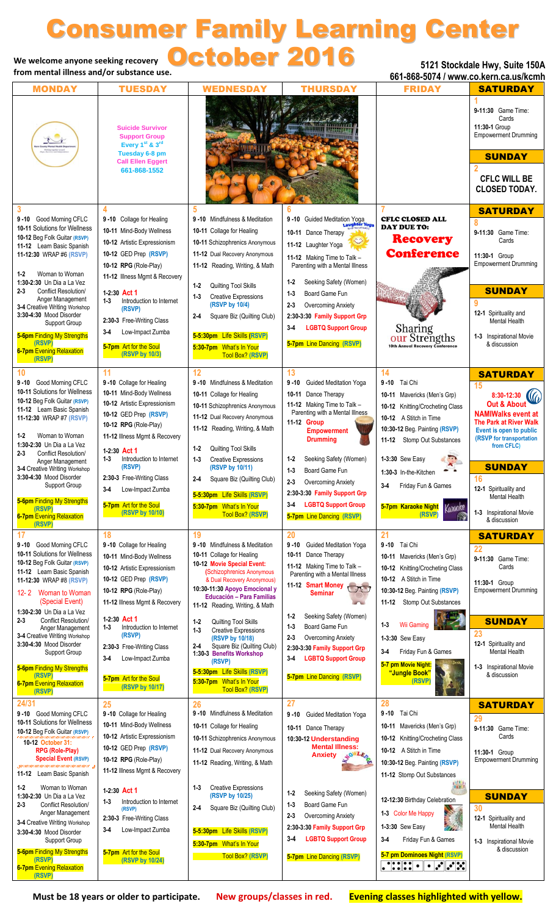# Consumer Family Learning Center

## October 2016

We welcome anyone seeking recovery from mental illness and/or substance use.

5121 Stockdale Hwy, Suite 150A
661-868-5074 / www.co.kern.ca.us/kcmh

| MONDAY | TUESDAY | WEDNESDAY | THURSDAY | FRIDAY | SATURDAY / SUNDAY |
|---|---|---|---|---|---|
| | **Suicide Survivor Support Group** Every 1st & 3rd Tuesday 6-8 pm Call Ellen Eggert 661-868-1552 | | | | **SATURDAY 1** 9-11:30 Game Time: Cards; 11:30-1 Group Empowerment Drumming **SUNDAY 2** CFLC WILL BE CLOSED TODAY. |
| **3** 9-10 Good Morning CFLC; 10-11 Solutions for Wellness; 10-12 Beg Folk Guitar (RSVP); 11-12 Learn Basic Spanish; 11-12:30 WRAP #6 (RSVP); 1-2 Woman to Woman; 1:30-2:30 Un Dia a La Vez; 2-3 Conflict Resolution/ Anger Management; 3-4 Creative Writing Workshop; 3:30-4:30 Mood Disorder Support Group; 5-6pm Finding My Strengths (RSVP); 6-7pm Evening Relaxation (RSVP) | **4** 9-10 Collage for Healing; 10-11 Mind-Body Wellness; 10-12 Artistic Expressionism; 10-12 GED Prep (RSVP); 10-12 RPG (Role-Play); 11-12 Illness Mgmt & Recovery; 1-2:30 Act 1; 1-3 Introduction to Internet (RSVP); 2:30-3 Free-Writing Class; 3-4 Low-Impact Zumba; 5-7pm Art for the Soul (RSVP by 10/3) | **5** 9-10 Mindfulness & Meditation; 10-11 Collage for Healing; 10-11 Schizophrenics Anonymous; 11-12 Dual Recovery Anonymous; 11-12 Reading, Writing, & Math; 1-2 Quilting Tool Skills; 1-3 Creative Expressions (RSVP by 10/4); 2-4 Square Biz (Quilting Club); 5-5:30pm Life Skills (RSVP); 5:30-7pm What's In Your Tool Box? (RSVP) | **6** 9-10 Guided Meditation Yoga; 10-11 Dance Therapy; 11-12 Laughter Yoga; 11-12 Making Time to Talk – Parenting with a Mental Illness; 1-2 Seeking Safety (Women); 1-3 Board Game Fun; 2-3 Overcoming Anxiety; 2:30-3:30 Family Support Grp; 3-4 LGBTQ Support Group; 5-7pm Line Dancing (RSVP) | **7** CFLC CLOSED ALL DAY DUE TO: **Recovery Conference** Sharing our Strengths 10th Annual Recovery Conference | **SATURDAY 8** 9-11:30 Game Time: Cards; 11:30-1 Group Empowerment Drumming **SUNDAY 9** 12-1 Spirituality and Mental Health; 1-3 Inspirational Movie & discussion |
| **10** 9-10 Good Morning CFLC; 10-11 Solutions for Wellness; 10-12 Beg Folk Guitar (RSVP); 11-12 Learn Basic Spanish; 11-12:30 WRAP #7 (RSVP); 1-2 Woman to Woman; 1:30-2:30 Un Dia a La Vez; 2-3 Conflict Resolution/ Anger Management; 3-4 Creative Writing Workshop; 3:30-4:30 Mood Disorder Support Group; 5-6pm Finding My Strengths (RSVP); 6-7pm Evening Relaxation (RSVP) | **11** 9-10 Collage for Healing; 10-11 Mind-Body Wellness; 10-12 Artistic Expressionism; 10-12 GED Prep (RSVP); 10-12 RPG (Role-Play); 11-12 Illness Mgmt & Recovery; 1-2:30 Act 1; 1-3 Introduction to Internet (RSVP); 2:30-3 Free-Writing Class; 3-4 Low-Impact Zumba; 5-7pm Art for the Soul (RSVP by 10/10) | **12** 9-10 Mindfulness & Meditation; 10-11 Collage for Healing; 10-11 Schizophrenics Anonymous; 11-12 Dual Recovery Anonymous; 11-12 Reading, Writing, & Math; 1-2 Quilting Tool Skills; 1-3 Creative Expressions (RSVP by 10/11); 2-4 Square Biz (Quilting Club); 5-5:30pm Life Skills (RSVP); 5:30-7pm What's In Your Tool Box? (RSVP) | **13** 9-10 Guided Meditation Yoga; 10-11 Dance Therapy; 11-12 Making Time to Talk – Parenting with a Mental Illness; 11-12 Group Empowerment Drumming; 1-2 Seeking Safety (Women); 1-3 Board Game Fun; 2-3 Overcoming Anxiety; 2:30-3:30 Family Support Grp; 3-4 LGBTQ Support Group; 5-7pm Line Dancing (RSVP) | **14** 9-10 Tai Chi; 10-11 Mavericks (Men's Grp); 10-12 Knitting/Crocheting Class; 10-12 A Stitch in Time; 10:30-12 Beg. Painting (RSVP); 11-12 Stomp Out Substances; 1-3:30 Sew Easy; 1:30-3 In-the-Kitchen; 3-4 Friday Fun & Games; 5-7pm Karaoke Night (RSVP) | **SATURDAY 15** 8:30-12:30 Out & About NAMIWalks event at The Park at River Walk. Event is open to public (RSVP for transportation from CFLC) **SUNDAY 16** 12-1 Spirituality and Mental Health; 1-3 Inspirational Movie & discussion |
| **17** 9-10 Good Morning CFLC; 10-11 Solutions for Wellness; 10-12 Beg Folk Guitar (RSVP); 11-12 Learn Basic Spanish; 11-12:30 WRAP #8 (RSVP); 12-2 Woman to Woman (Special Event); 1:30-2:30 Un Dia a La Vez; 2-3 Conflict Resolution/ Anger Management; 3-4 Creative Writing Workshop; 3:30-4:30 Mood Disorder Support Group; 5-6pm Finding My Strengths (RSVP); 6-7pm Evening Relaxation (RSVP) | **18** 9-10 Collage for Healing; 10-11 Mind-Body Wellness; 10-12 Artistic Expressionism; 10-12 GED Prep (RSVP); 10-12 RPG (Role-Play); 11-12 Illness Mgmt & Recovery; 1-2:30 Act 1; 1-3 Introduction to Internet (RSVP); 2:30-3 Free-Writing Class; 3-4 Low-Impact Zumba; 5-7pm Art for the Soul (RSVP by 10/17) | **19** 9-10 Mindfulness & Meditation; 10-11 Collage for Healing; 10-12 Movie Special Event: (Schizophrenics Anonymous & Dual Recovery Anonymous); 10:30-11:30 Apoyo Emocional y Educación – Para Familias; 11-12 Reading, Writing, & Math; 1-2 Quilting Tool Skills; 1-3 Creative Expressions (RSVP by 10/18); 2-4 Square Biz (Quilting Club); 1:30-3 Benefits Workshop (RSVP); 5-5:30pm Life Skills (RSVP); 5:30-7pm What's In Your Tool Box? (RSVP) | **20** 9-10 Guided Meditation Yoga; 10-11 Dance Therapy; 11-12 Making Time to Talk – Parenting with a Mental Illness; 11-12 Smart Money Seminar; 1-2 Seeking Safety (Women); 1-3 Board Game Fun; 2-3 Overcoming Anxiety; 2:30-3:30 Family Support Grp; 3-4 LGBTQ Support Group; 5-7pm Line Dancing (RSVP) | **21** 9-10 Tai Chi; 10-11 Mavericks (Men's Grp); 10-12 Knitting/Crocheting Class; 10-12 A Stitch in Time; 10:30-12 Beg. Painting (RSVP); 11-12 Stomp Out Substances; 1-3 Wii Gaming; 1-3:30 Sew Easy; 3-4 Friday Fun & Games; 5-7 pm Movie Night: "Jungle Book" (RSVP) | **SATURDAY 22** 9-11:30 Game Time: Cards; 11:30-1 Group Empowerment Drumming **SUNDAY 23** 12-1 Spirituality and Mental Health; 1-3 Inspirational Movie & discussion |
| **24/31** 9-10 Good Morning CFLC; 10-11 Solutions for Wellness; 10-12 Beg Folk Guitar (RSVP); 10-12 October 31: RPG (Role-Play) Special Event (RSVP); 11-12 Learn Basic Spanish; 1-2 Woman to Woman; 1:30-2:30 Un Dia a La Vez; 2-3 Conflict Resolution/ Anger Management; 3-4 Creative Writing Workshop; 3:30-4:30 Mood Disorder Support Group; 5-6pm Finding My Strengths (RSVP); 6-7pm Evening Relaxation (RSVP) | **25** 9-10 Collage for Healing; 10-11 Mind-Body Wellness; 10-12 Artistic Expressionism; 10-12 GED Prep (RSVP); 10-12 RPG (Role-Play); 11-12 Illness Mgmt & Recovery; 1-2:30 Act 1; 1-3 Introduction to Internet (RSVP); 2:30-3 Free-Writing Class; 3-4 Low-Impact Zumba; 5-7pm Art for the Soul (RSVP by 10/24) | **26** 9-10 Mindfulness & Meditation; 10-11 Collage for Healing; 10-11 Schizophrenics Anonymous; 11-12 Dual Recovery Anonymous; 11-12 Reading, Writing, & Math; 1-3 Creative Expressions (RSVP by 10/25); 2-4 Square Biz (Quilting Club); 5-5:30pm Life Skills (RSVP); 5:30-7pm What's In Your Tool Box? (RSVP) | **27** 9-10 Guided Meditation Yoga; 10-11 Dance Therapy; 10:30-12 Understanding Mental Illness: Anxiety; 1-2 Seeking Safety (Women); 1-3 Board Game Fun; 2-3 Overcoming Anxiety; 2:30-3:30 Family Support Grp; 3-4 LGBTQ Support Group; 5-7pm Line Dancing (RSVP) | **28** 9-10 Tai Chi; 10-11 Mavericks (Men's Grp); 10-12 Knitting/Crocheting Class; 10-12 A Stitch in Time; 10:30-12 Beg. Painting (RSVP); 11-12 Stomp Out Substances; 12-12:30 Birthday Celebration; 1-3 Color Me Happy; 1-3:30 Sew Easy; 3-4 Friday Fun & Games; 5-7 pm Dominoes Night (RSVP) | **SATURDAY 29** 9-11:30 Game Time: Cards; 11:30-1 Group Empowerment Drumming **SUNDAY 30** 12-1 Spirituality and Mental Health; 1-3 Inspirational Movie & discussion |

**Must be 18 years or older to participate.** New groups/classes in red. Evening classes highlighted with yellow.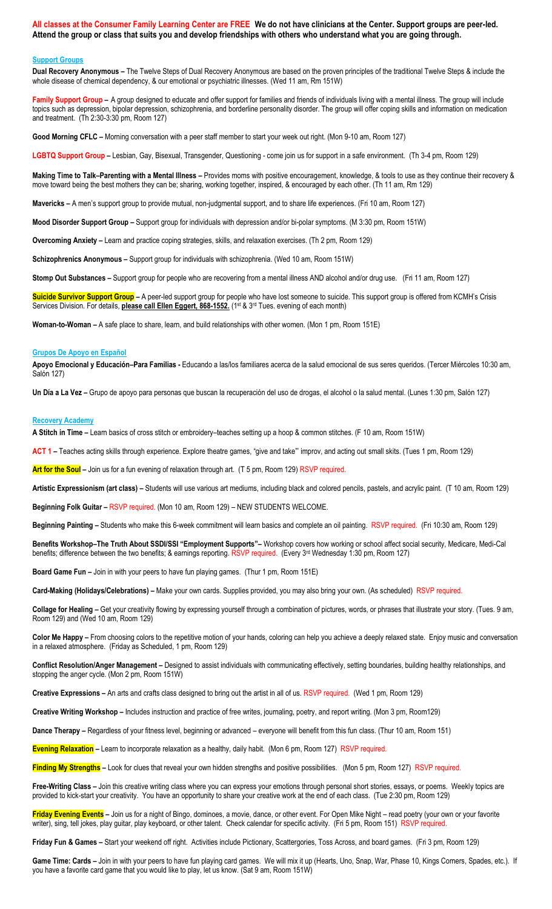**All classes at the Consumer Family Learning Center are FREE We do not have clinicians at the Center. Support groups are peer-led. Attend the group or class that suits you and develop friendships with others who understand what you are going through.**

## Support Groups

**Dual Recovery Anonymous –** The Twelve Steps of Dual Recovery Anonymous are based on the proven principles of the traditional Twelve Steps & include the whole disease of chemical dependency, & our emotional or psychiatric illnesses. (Wed 11 am, Rm 151W)

**Family Support Group –** A group designed to educate and offer support for families and friends of individuals living with a mental illness. The group will include topics such as depression, bipolar depression, schizophrenia, and borderline personality disorder. The group will offer coping skills and information on medication and treatment. (Th 2:30-3:30 pm, Room 127)

**Good Morning CFLC –** Morning conversation with a peer staff member to start your week out right. (Mon 9-10 am, Room 127)

**LGBTQ Support Group –** Lesbian, Gay, Bisexual, Transgender, Questioning - come join us for support in a safe environment. (Th 3-4 pm, Room 129)

**Making Time to Talk–Parenting with a Mental Illness –** Provides moms with positive encouragement, knowledge, & tools to use as they continue their recovery & move toward being the best mothers they can be; sharing, working together, inspired, & encouraged by each other. (Th 11 am, Rm 129)

**Mavericks –** A men's support group to provide mutual, non-judgmental support, and to share life experiences. (Fri 10 am, Room 127)

**Mood Disorder Support Group –** Support group for individuals with depression and/or bi-polar symptoms. (M 3:30 pm, Room 151W)

**Overcoming Anxiety –** Learn and practice coping strategies, skills, and relaxation exercises. (Th 2 pm, Room 129)

**Schizophrenics Anonymous –** Support group for individuals with schizophrenia. (Wed 10 am, Room 151W)

**Stomp Out Substances –** Support group for people who are recovering from a mental illness AND alcohol and/or drug use. (Fri 11 am, Room 127)

**Suicide Survivor Support Group –** A peer-led support group for people who have lost someone to suicide. This support group is offered from KCMH's Crisis Services Division. For details, **please call Ellen Eggert, 868-1552.** (1st & 3rd Tues. evening of each month)

**Woman-to-Woman –** A safe place to share, learn, and build relationships with other women. (Mon 1 pm, Room 151E)

## Grupos De Apoyo en Español

**Apoyo Emocional y Educación–Para Familias -** Educando a las/los familiares acerca de la salud emocional de sus seres queridos. (Tercer Miércoles 10:30 am, Salón 127)

**Un Día a La Vez –** Grupo de apoyo para personas que buscan la recuperación del uso de drogas, el alcohol o la salud mental. (Lunes 1:30 pm, Salón 127)

## Recovery Academy

**A Stitch in Time –** Learn basics of cross stitch or embroidery–teaches setting up a hoop & common stitches. (F 10 am, Room 151W)

**ACT 1 –** Teaches acting skills through experience. Explore theatre games, "give and take"' improv, and acting out small skits. (Tues 1 pm, Room 129)

**Art for the Soul –** Join us for a fun evening of relaxation through art. (T 5 pm, Room 129) RSVP required.

**Artistic Expressionism (art class) –** Students will use various art mediums, including black and colored pencils, pastels, and acrylic paint. (T 10 am, Room 129)

**Beginning Folk Guitar –** RSVP required. (Mon 10 am, Room 129) – NEW STUDENTS WELCOME.

**Beginning Painting –** Students who make this 6-week commitment will learn basics and complete an oil painting. RSVP required. (Fri 10:30 am, Room 129)

**Benefits Workshop–The Truth About SSDI/SSI "Employment Supports"–** Workshop covers how working or school affect social security, Medicare, Medi-Cal benefits; difference between the two benefits; & earnings reporting. RSVP required. (Every 3rd Wednesday 1:30 pm, Room 127)

**Board Game Fun –** Join in with your peers to have fun playing games. (Thur 1 pm, Room 151E)

**Card-Making (Holidays/Celebrations) –** Make your own cards. Supplies provided, you may also bring your own. (As scheduled) RSVP required.

**Collage for Healing –** Get your creativity flowing by expressing yourself through a combination of pictures, words, or phrases that illustrate your story. (Tues. 9 am, Room 129) and (Wed 10 am, Room 129)

**Color Me Happy –** From choosing colors to the repetitive motion of your hands, coloring can help you achieve a deeply relaxed state. Enjoy music and conversation in a relaxed atmosphere. (Friday as Scheduled, 1 pm, Room 129)

**Conflict Resolution/Anger Management –** Designed to assist individuals with communicating effectively, setting boundaries, building healthy relationships, and stopping the anger cycle. (Mon 2 pm, Room 151W)

**Creative Expressions –** An arts and crafts class designed to bring out the artist in all of us. RSVP required. (Wed 1 pm, Room 129)

**Creative Writing Workshop –** Includes instruction and practice of free writes, journaling, poetry, and report writing. (Mon 3 pm, Room129)

**Dance Therapy –** Regardless of your fitness level, beginning or advanced – everyone will benefit from this fun class. (Thur 10 am, Room 151)

**Evening Relaxation –** Learn to incorporate relaxation as a healthy, daily habit. (Mon 6 pm, Room 127) RSVP required.

**Finding My Strengths –** Look for clues that reveal your own hidden strengths and positive possibilities. (Mon 5 pm, Room 127) RSVP required.

**Free-Writing Class –** Join this creative writing class where you can express your emotions through personal short stories, essays, or poems. Weekly topics are provided to kick-start your creativity. You have an opportunity to share your creative work at the end of each class. (Tue 2:30 pm, Room 129)

**Friday Evening Events –** Join us for a night of Bingo, dominoes, a movie, dance, or other event. For Open Mike Night – read poetry (your own or your favorite writer), sing, tell jokes, play guitar, play keyboard, or other talent. Check calendar for specific activity. (Fri 5 pm, Room 151) RSVP required.

**Friday Fun & Games –** Start your weekend off right. Activities include Pictionary, Scattergories, Toss Across, and board games. (Fri 3 pm, Room 129)

**Game Time: Cards –** Join in with your peers to have fun playing card games. We will mix it up (Hearts, Uno, Snap, War, Phase 10, Kings Corners, Spades, etc.). If you have a favorite card game that you would like to play, let us know. (Sat 9 am, Room 151W)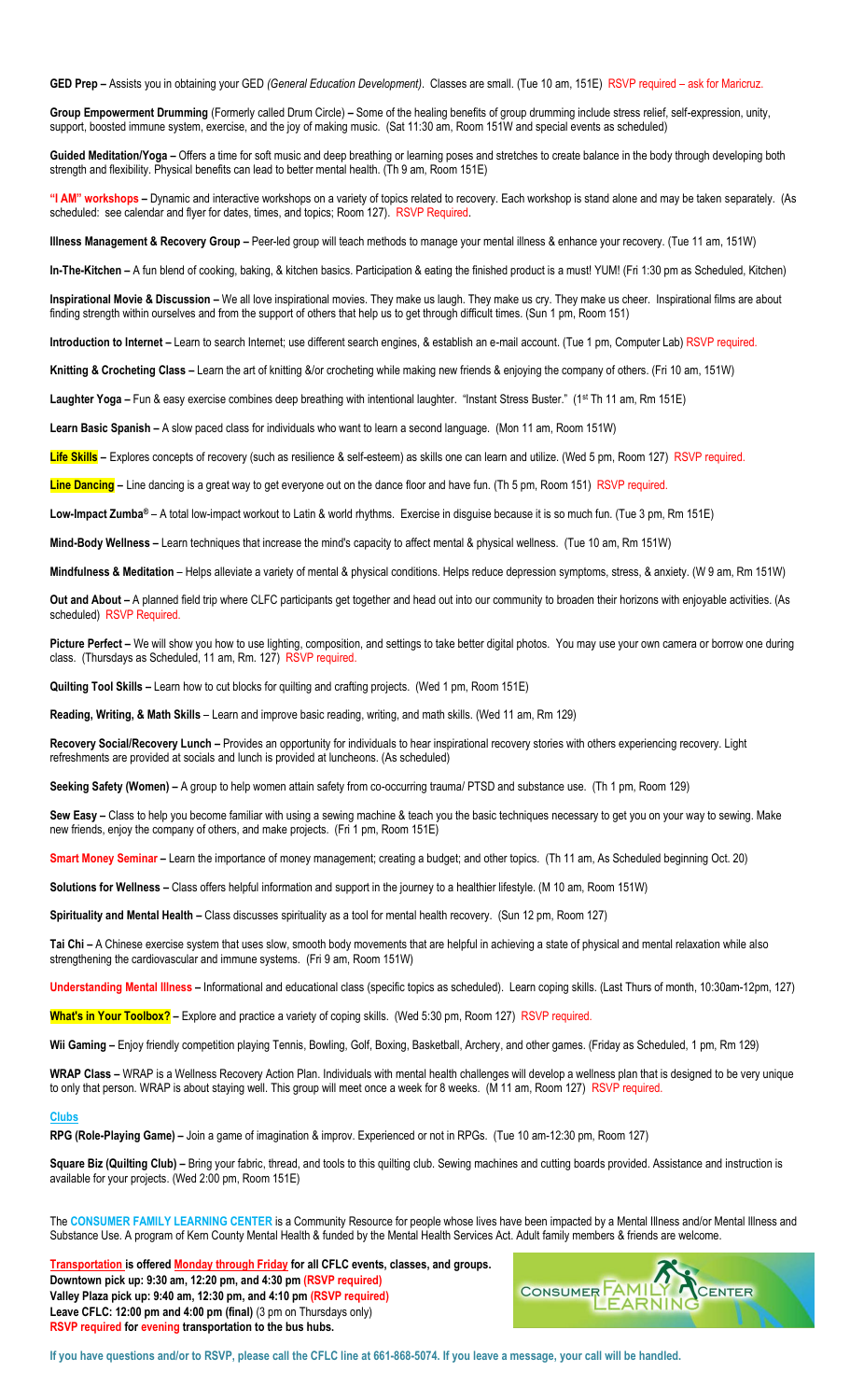**GED Prep –** Assists you in obtaining your GED *(General Education Development)*. Classes are small. (Tue 10 am, 151E) RSVP required – ask for Maricruz.

**Group Empowerment Drumming** (Formerly called Drum Circle) **–** Some of the healing benefits of group drumming include stress relief, self-expression, unity, support, boosted immune system, exercise, and the joy of making music. (Sat 11:30 am, Room 151W and special events as scheduled)

**Guided Meditation/Yoga –** Offers a time for soft music and deep breathing or learning poses and stretches to create balance in the body through developing both strength and flexibility. Physical benefits can lead to better mental health. (Th 9 am, Room 151E)

**"I AM" workshops –** Dynamic and interactive workshops on a variety of topics related to recovery. Each workshop is stand alone and may be taken separately. (As scheduled: see calendar and flyer for dates, times, and topics; Room 127). RSVP Required.

**Illness Management & Recovery Group –** Peer-led group will teach methods to manage your mental illness & enhance your recovery. (Tue 11 am, 151W)

**In-The-Kitchen –** A fun blend of cooking, baking, & kitchen basics. Participation & eating the finished product is a must! YUM! (Fri 1:30 pm as Scheduled, Kitchen)

**Inspirational Movie & Discussion –** We all love inspirational movies. They make us laugh. They make us cry. They make us cheer. Inspirational films are about finding strength within ourselves and from the support of others that help us to get through difficult times. (Sun 1 pm, Room 151)

**Introduction to Internet –** Learn to search Internet; use different search engines, & establish an e-mail account. (Tue 1 pm, Computer Lab) RSVP required.

**Knitting & Crocheting Class –** Learn the art of knitting &/or crocheting while making new friends & enjoying the company of others. (Fri 10 am, 151W)

**Laughter Yoga –** Fun & easy exercise combines deep breathing with intentional laughter. "Instant Stress Buster." (1st Th 11 am, Rm 151E)

**Learn Basic Spanish –** A slow paced class for individuals who want to learn a second language. (Mon 11 am, Room 151W)

**Life Skills –** Explores concepts of recovery (such as resilience & self-esteem) as skills one can learn and utilize. (Wed 5 pm, Room 127) RSVP required.

**Line Dancing –** Line dancing is a great way to get everyone out on the dance floor and have fun. (Th 5 pm, Room 151) RSVP required.

**Low-Impact Zumba®** – A total low-impact workout to Latin & world rhythms. Exercise in disguise because it is so much fun. (Tue 3 pm, Rm 151E)

**Mind-Body Wellness –** Learn techniques that increase the mind's capacity to affect mental & physical wellness. (Tue 10 am, Rm 151W)

**Mindfulness & Meditation** – Helps alleviate a variety of mental & physical conditions. Helps reduce depression symptoms, stress, & anxiety. (W 9 am, Rm 151W)

**Out and About –** A planned field trip where CLFC participants get together and head out into our community to broaden their horizons with enjoyable activities. (As scheduled) RSVP Required.

**Picture Perfect –** We will show you how to use lighting, composition, and settings to take better digital photos. You may use your own camera or borrow one during class. (Thursdays as Scheduled, 11 am, Rm. 127) RSVP required.

**Quilting Tool Skills –** Learn how to cut blocks for quilting and crafting projects. (Wed 1 pm, Room 151E)

**Reading, Writing, & Math Skills** – Learn and improve basic reading, writing, and math skills. (Wed 11 am, Rm 129)

**Recovery Social/Recovery Lunch –** Provides an opportunity for individuals to hear inspirational recovery stories with others experiencing recovery. Light refreshments are provided at socials and lunch is provided at luncheons. (As scheduled)

**Seeking Safety (Women) –** A group to help women attain safety from co-occurring trauma/ PTSD and substance use. (Th 1 pm, Room 129)

**Sew Easy –** Class to help you become familiar with using a sewing machine & teach you the basic techniques necessary to get you on your way to sewing. Make new friends, enjoy the company of others, and make projects. (Fri 1 pm, Room 151E)

**Smart Money Seminar –** Learn the importance of money management; creating a budget; and other topics. (Th 11 am, As Scheduled beginning Oct. 20)

**Solutions for Wellness –** Class offers helpful information and support in the journey to a healthier lifestyle. (M 10 am, Room 151W)

**Spirituality and Mental Health –** Class discusses spirituality as a tool for mental health recovery. (Sun 12 pm, Room 127)

**Tai Chi –** A Chinese exercise system that uses slow, smooth body movements that are helpful in achieving a state of physical and mental relaxation while also strengthening the cardiovascular and immune systems. (Fri 9 am, Room 151W)

**Understanding Mental Illness –** Informational and educational class (specific topics as scheduled). Learn coping skills. (Last Thurs of month, 10:30am-12pm, 127)

**What's in Your Toolbox? –** Explore and practice a variety of coping skills. (Wed 5:30 pm, Room 127) RSVP required.

**Wii Gaming –** Enjoy friendly competition playing Tennis, Bowling, Golf, Boxing, Basketball, Archery, and other games. (Friday as Scheduled, 1 pm, Rm 129)

**WRAP Class –** WRAP is a Wellness Recovery Action Plan. Individuals with mental health challenges will develop a wellness plan that is designed to be very unique to only that person. WRAP is about staying well. This group will meet once a week for 8 weeks. (M 11 am, Room 127) RSVP required.

## Clubs

**RPG (Role-Playing Game) –** Join a game of imagination & improv. Experienced or not in RPGs. (Tue 10 am-12:30 pm, Room 127)

**Square Biz (Quilting Club) –** Bring your fabric, thread, and tools to this quilting club. Sewing machines and cutting boards provided. Assistance and instruction is available for your projects. (Wed 2:00 pm, Room 151E)

The **CONSUMER FAMILY LEARNING CENTER** is a Community Resource for people whose lives have been impacted by a Mental Illness and/or Mental Illness and Substance Use. A program of Kern County Mental Health & funded by the Mental Health Services Act. Adult family members & friends are welcome.

**Transportation is offered Monday through Friday for all CFLC events, classes, and groups.**
**Downtown pick up: 9:30 am, 12:20 pm, and 4:30 pm (RSVP required)**
**Valley Plaza pick up: 9:40 am, 12:30 pm, and 4:10 pm (RSVP required)**
**Leave CFLC: 12:00 pm and 4:00 pm (final)** (3 pm on Thursdays only)
**RSVP required for evening transportation to the bus hubs.**

CONSUMER FAMILY LEARNING CENTER

**If you have questions and/or to RSVP, please call the CFLC line at 661-868-5074. If you leave a message, your call will be handled.**